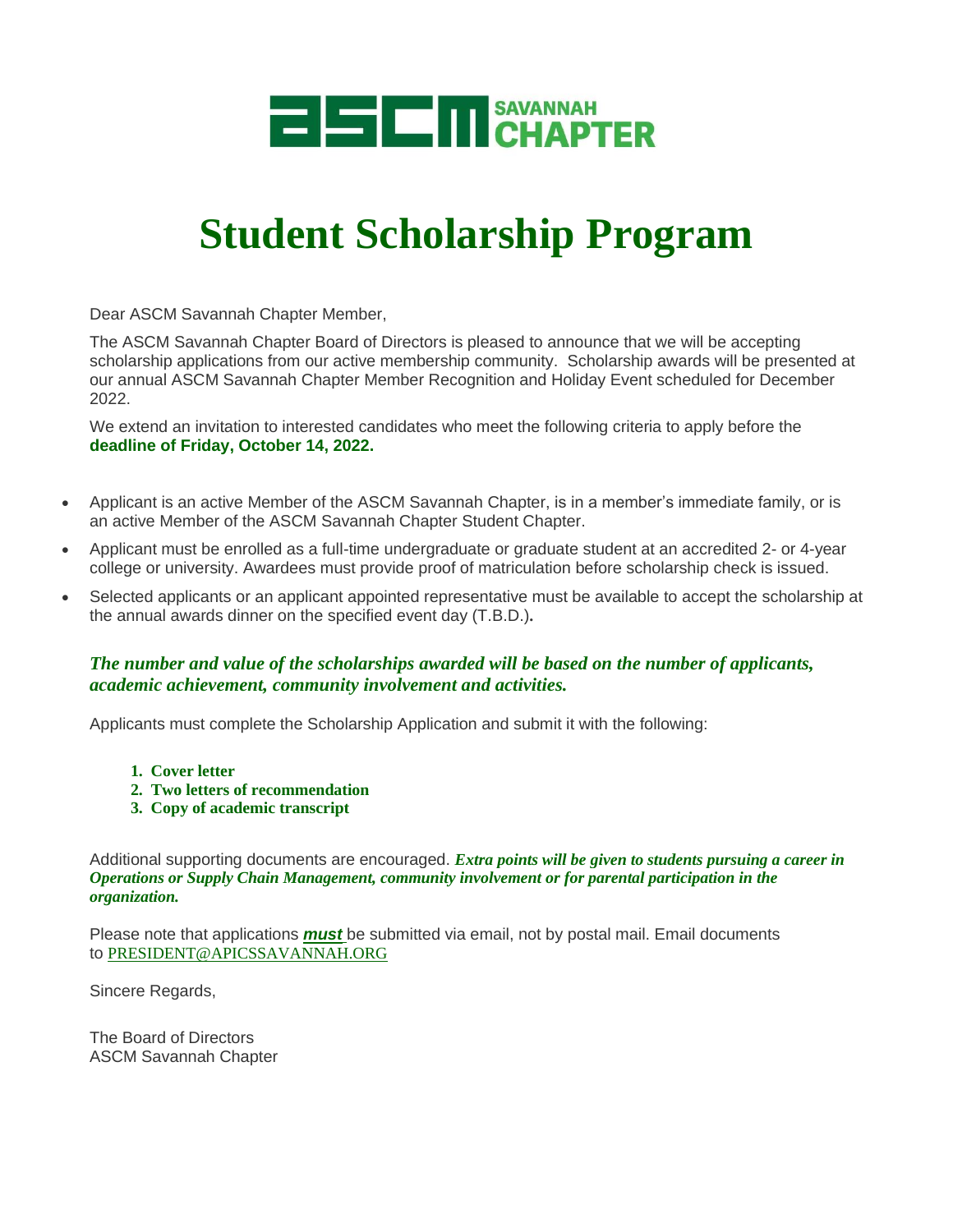ASCM SAVANNAH CHAPTER

# Student Scholarship Program

Dear ASCM Savannah Chapter Member,

The ASCM Savannah Chapter Board of Directors is pleased to announce that we will be accepting scholarship applications from our active membership community. Scholarship awards will be presented at our annual ASCM Savannah Chapter Member Recognition and Holiday Event scheduled for December 2022.

We extend an invitation to interested candidates who meet the following criteria to apply before the **deadline of Friday, October 14, 2022.**

- Applicant is an active Member of the ASCM Savannah Chapter, is in a member's immediate family, or is an active Member of the ASCM Savannah Chapter Student Chapter.
- Applicant must be enrolled as a full-time undergraduate or graduate student at an accredited 2- or 4-year college or university. Awardees must provide proof of matriculation before scholarship check is issued.
- Selected applicants or an applicant appointed representative must be available to accept the scholarship at the annual awards dinner on the specified event day (T.B.D.)**.**

***The number and value of the scholarships awarded will be based on the number of applicants, academic achievement, community involvement and activities.***

Applicants must complete the Scholarship Application and submit it with the following:

1. **Cover letter**
2. **Two letters of recommendation**
3. **Copy of academic transcript**

Additional supporting documents are encouraged. ***Extra points will be given to students pursuing a career in Operations or Supply Chain Management, community involvement or for parental participation in the organization.***

Please note that applications ***must*** be submitted via email, not by postal mail. Email documents to PRESIDENT@APICSSAVANNAH.ORG

Sincere Regards,

The Board of Directors
ASCM Savannah Chapter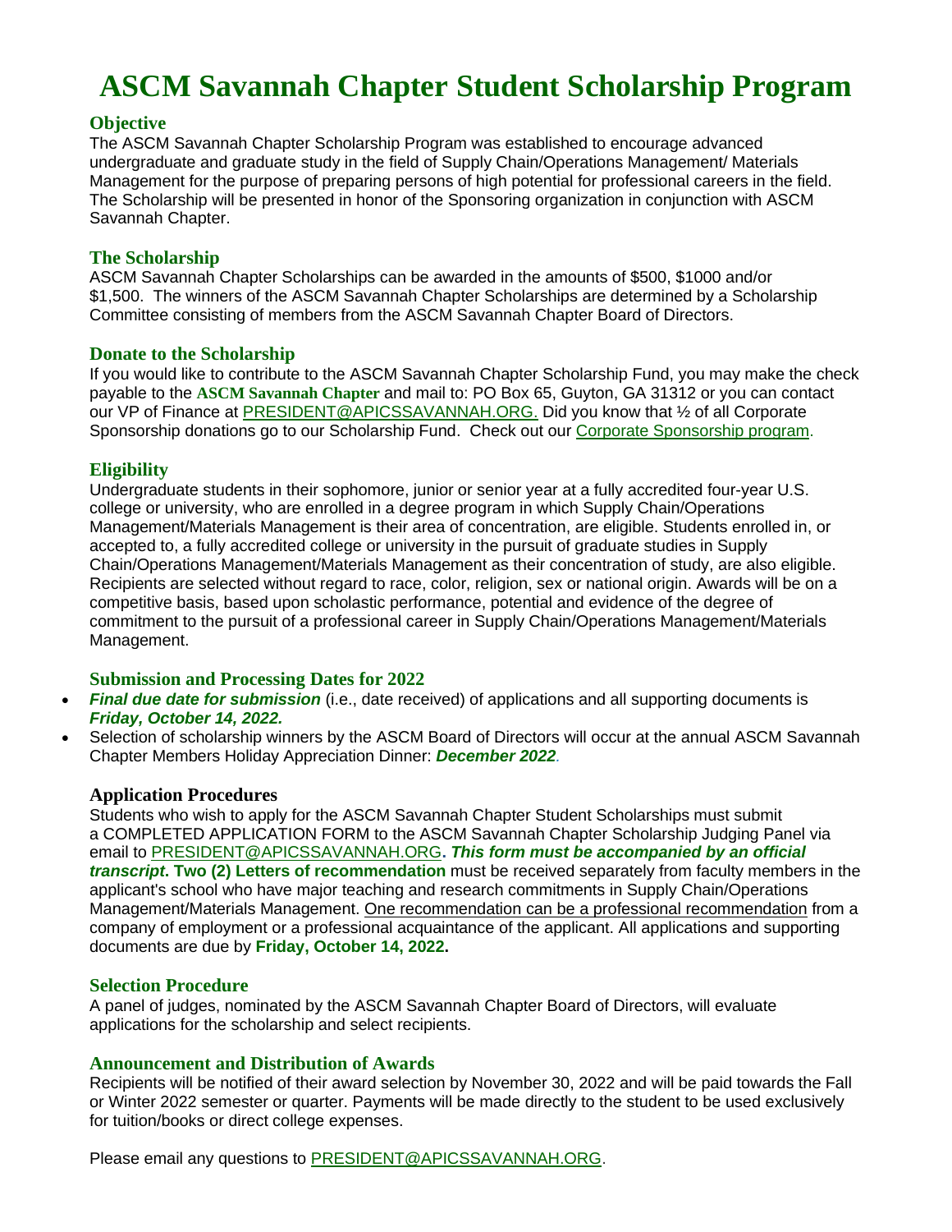# ASCM Savannah Chapter Student Scholarship Program

## Objective

The ASCM Savannah Chapter Scholarship Program was established to encourage advanced undergraduate and graduate study in the field of Supply Chain/Operations Management/ Materials Management for the purpose of preparing persons of high potential for professional careers in the field. The Scholarship will be presented in honor of the Sponsoring organization in conjunction with ASCM Savannah Chapter.

## The Scholarship

ASCM Savannah Chapter Scholarships can be awarded in the amounts of $500, $1000 and/or $1,500. The winners of the ASCM Savannah Chapter Scholarships are determined by a Scholarship Committee consisting of members from the ASCM Savannah Chapter Board of Directors.

## Donate to the Scholarship

If you would like to contribute to the ASCM Savannah Chapter Scholarship Fund, you may make the check payable to the **ASCM Savannah Chapter** and mail to: PO Box 65, Guyton, GA 31312 or you can contact our VP of Finance at PRESIDENT@APICSSAVANNAH.ORG. Did you know that ½ of all Corporate Sponsorship donations go to our Scholarship Fund. Check out our Corporate Sponsorship program.

## Eligibility

Undergraduate students in their sophomore, junior or senior year at a fully accredited four-year U.S. college or university, who are enrolled in a degree program in which Supply Chain/Operations Management/Materials Management is their area of concentration, are eligible. Students enrolled in, or accepted to, a fully accredited college or university in the pursuit of graduate studies in Supply Chain/Operations Management/Materials Management as their concentration of study, are also eligible. Recipients are selected without regard to race, color, religion, sex or national origin. Awards will be on a competitive basis, based upon scholastic performance, potential and evidence of the degree of commitment to the pursuit of a professional career in Supply Chain/Operations Management/Materials Management.

## Submission and Processing Dates for 2022

- ***Final due date for submission*** (i.e., date received) of applications and all supporting documents is ***Friday, October 14, 2022.***
- Selection of scholarship winners by the ASCM Board of Directors will occur at the annual ASCM Savannah Chapter Members Holiday Appreciation Dinner: ***December 2022***.

## Application Procedures

Students who wish to apply for the ASCM Savannah Chapter Student Scholarships must submit a COMPLETED APPLICATION FORM to the ASCM Savannah Chapter Scholarship Judging Panel via email to PRESIDENT@APICSSAVANNAH.ORG**.** ***This form must be accompanied by an official transcript*****. Two (2) Letters of recommendation** must be received separately from faculty members in the applicant's school who have major teaching and research commitments in Supply Chain/Operations Management/Materials Management. One recommendation can be a professional recommendation from a company of employment or a professional acquaintance of the applicant. All applications and supporting documents are due by **Friday, October 14, 2022.**

## Selection Procedure

A panel of judges, nominated by the ASCM Savannah Chapter Board of Directors, will evaluate applications for the scholarship and select recipients.

## Announcement and Distribution of Awards

Recipients will be notified of their award selection by November 30, 2022 and will be paid towards the Fall or Winter 2022 semester or quarter. Payments will be made directly to the student to be used exclusively for tuition/books or direct college expenses.

Please email any questions to PRESIDENT@APICSSAVANNAH.ORG.